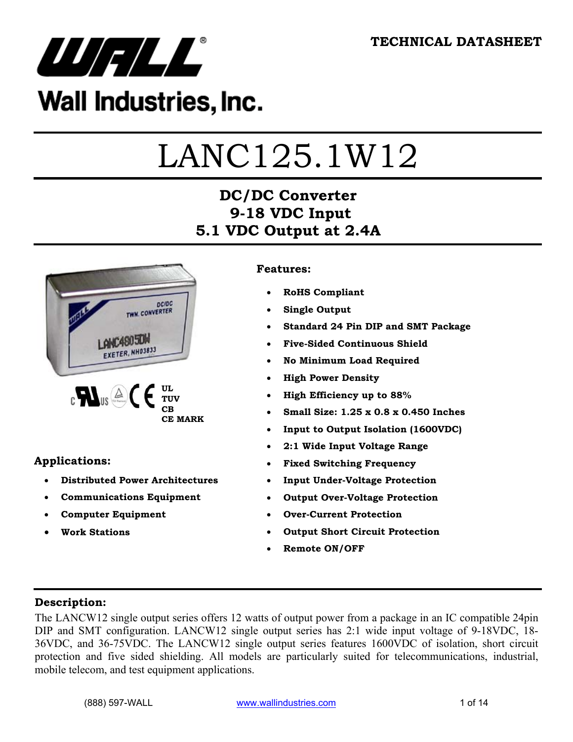TECHNICAL DATASHEET

Wall Industries, Inc.

# LANC125.1W12

## DC/DC Converter
## 9-18 VDC Input
## 5.1 VDC Output at 2.4A

UL
TUV
CB
CE MARK

### Features:

- **RoHS Compliant**
- **Single Output**
- **Standard 24 Pin DIP and SMT Package**
- **Five-Sided Continuous Shield**
- **No Minimum Load Required**
- **High Power Density**
- **High Efficiency up to 88%**
- **Small Size: 1.25 x 0.8 x 0.450 Inches**
- **Input to Output Isolation (1600VDC)**
- **2:1 Wide Input Voltage Range**
- **Fixed Switching Frequency**
- **Input Under-Voltage Protection**
- **Output Over-Voltage Protection**
- **Over-Current Protection**
- **Output Short Circuit Protection**
- **Remote ON/OFF**

### Applications:

- **Distributed Power Architectures**
- **Communications Equipment**
- **Computer Equipment**
- **Work Stations**

### Description:

The LANCW12 single output series offers 12 watts of output power from a package in an IC compatible 24pin DIP and SMT configuration. LANCW12 single output series has 2:1 wide input voltage of 9-18VDC, 18-36VDC, and 36-75VDC. The LANCW12 single output series features 1600VDC of isolation, short circuit protection and five sided shielding. All models are particularly suited for telecommunications, industrial, mobile telecom, and test equipment applications.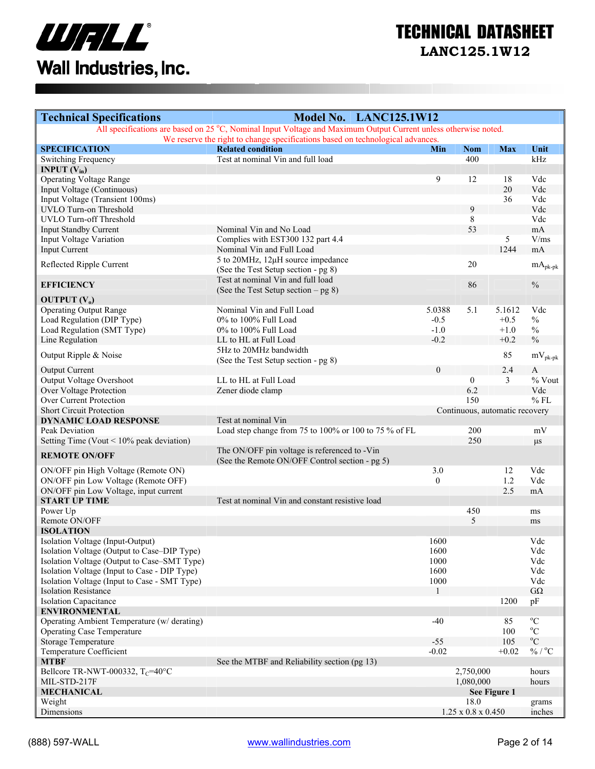# TECHNICAL DATASHEET
## LANC125.1W12

| Technical Specifications | Model No. LANC125.1W12 | | | | |
|---|---|---|---|---|---|
| All specifications are based on 25 °C, Nominal Input Voltage and Maximum Output Current unless otherwise noted. We reserve the right to change specifications based on technological advances. | | | | | |
| **SPECIFICATION** | **Related condition** | **Min** | **Nom** | **Max** | **Unit** |
| Switching Frequency | Test at nominal Vin and full load | | 400 | | kHz |
| **INPUT ($V_{in}$)** | | | | | |
| Operating Voltage Range | | 9 | 12 | 18 | Vdc |
| Input Voltage (Continuous) | | | | 20 | Vdc |
| Input Voltage (Transient 100ms) | | | | 36 | Vdc |
| UVLO Turn-on Threshold | | | 9 | | Vdc |
| UVLO Turn-off Threshold | | | 8 | | Vdc |
| Input Standby Current | Nominal Vin and No Load | | 53 | | mA |
| Input Voltage Variation | Complies with EST300 132 part 4.4 | | | 5 | V/ms |
| Input Current | Nominal Vin and Full Load | | | 1244 | mA |
| Reflected Ripple Current | 5 to 20MHz, 12μH source impedance (See the Test Setup section - pg 8) | | 20 | | $mA_{pk-pk}$ |
| **EFFICIENCY** | Test at nominal Vin and full load (See the Test Setup section – pg 8) | | 86 | | % |
| **OUTPUT ($V_o$)** | | | | | |
| Operating Output Range | Nominal Vin and Full Load | 5.0388 | 5.1 | 5.1612 | Vdc |
| Load Regulation (DIP Type) | 0% to 100% Full Load | -0.5 | | +0.5 | % |
| Load Regulation (SMT Type) | 0% to 100% Full Load | -1.0 | | +1.0 | % |
| Line Regulation | LL to HL at Full Load | -0.2 | | +0.2 | % |
| Output Ripple & Noise | 5Hz to 20MHz bandwidth (See the Test Setup section - pg 8) | | | 85 | $mV_{pk-pk}$ |
| Output Current | | 0 | | 2.4 | A |
| Output Voltage Overshoot | LL to HL at Full Load | | 0 | 3 | % Vout |
| Over Voltage Protection | Zener diode clamp | | 6.2 | | Vdc |
| Over Current Protection | | | 150 | | % FL |
| Short Circuit Protection | | Continuous, automatic recovery | | | |
| **DYNAMIC LOAD RESPONSE** | Test at nominal Vin | | | | |
| Peak Deviation | Load step change from 75 to 100% or 100 to 75 % of FL | | 200 | | mV |
| Setting Time (Vout < 10% peak deviation) | | | 250 | | μs |
| **REMOTE ON/OFF** | The ON/OFF pin voltage is referenced to -Vin (See the Remote ON/OFF Control section - pg 5) | | | | |
| ON/OFF pin High Voltage (Remote ON) | | 3.0 | | 12 | Vdc |
| ON/OFF pin Low Voltage (Remote OFF) | | 0 | | 1.2 | Vdc |
| ON/OFF pin Low Voltage, input current | | | | 2.5 | mA |
| **START UP TIME** | Test at nominal Vin and constant resistive load | | | | |
| Power Up | | | 450 | | ms |
| Remote ON/OFF | | | 5 | | ms |
| **ISOLATION** | | | | | |
| Isolation Voltage (Input-Output) | | 1600 | | | Vdc |
| Isolation Voltage (Output to Case–DIP Type) | | 1600 | | | Vdc |
| Isolation Voltage (Output to Case–SMT Type) | | 1000 | | | Vdc |
| Isolation Voltage (Input to Case - DIP Type) | | 1600 | | | Vdc |
| Isolation Voltage (Input to Case - SMT Type) | | 1000 | | | Vdc |
| Isolation Resistance | | 1 | | | GΩ |
| Isolation Capacitance | | | | 1200 | pF |
| **ENVIRONMENTAL** | | | | | |
| Operating Ambient Temperature (w/ derating) | | -40 | | 85 | °C |
| Operating Case Temperature | | | | 100 | °C |
| Storage Temperature | | -55 | | 105 | °C |
| Temperature Coefficient | | -0.02 | | +0.02 | % / °C |
| **MTBF** | See the MTBF and Reliability section (pg 13) | | | | |
| Bellcore TR-NWT-000332, $T_C$=40°C | | | 2,750,000 | | hours |
| MIL-STD-217F | | | 1,080,000 | | hours |
| **MECHANICAL** | | | **See Figure 1** | | |
| Weight | | | 18.0 | | grams |
| Dimensions | | | 1.25 x 0.8 x 0.450 | | inches |

(888) 597-WALL www.wallindustries.com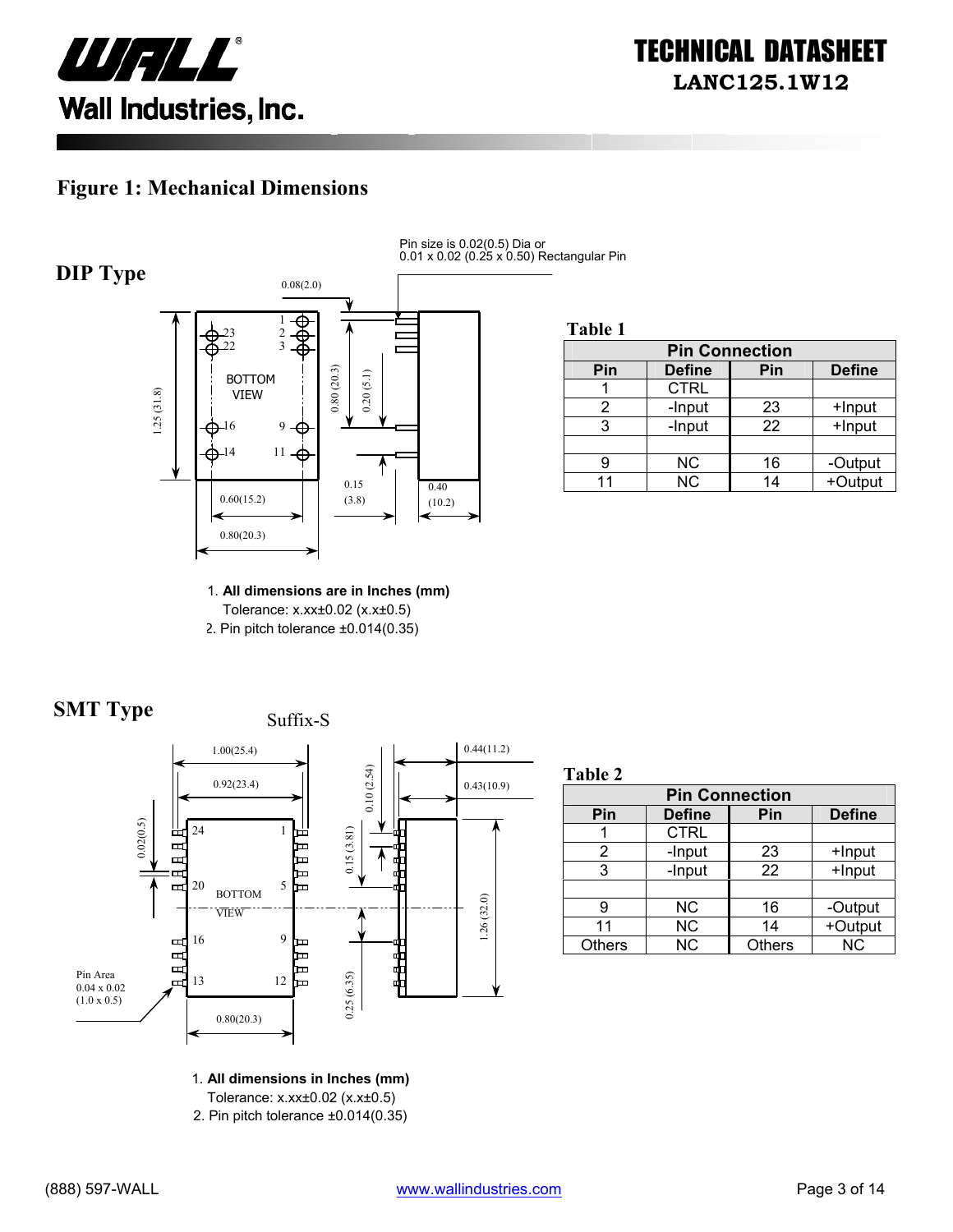## Figure 1: Mechanical Dimensions

### DIP Type

Pin size is 0.02(0.5) Dia or
0.01 x 0.02 (0.25 x 0.50) Rectangular Pin

0.08(2.0)

1.25 (31.8)

BOTTOM VIEW

0.80 (20.3)

0.20 (5.1)

0.15 (3.8)

0.40 (10.2)

0.60(15.2)

0.80(20.3)

**Table 1**

| Pin Connection | | | |
|---|---|---|---|
| **Pin** | **Define** | **Pin** | **Define** |
| 1 | CTRL | | |
| 2 | -Input | 23 | +Input |
| 3 | -Input | 22 | +Input |
| | | | |
| 9 | NC | 16 | -Output |
| 11 | NC | 14 | +Output |

1. **All dimensions are in Inches (mm)**
   Tolerance: x.xx±0.02 (x.x±0.5)
2. Pin pitch tolerance ±0.014(0.35)

### SMT Type

Suffix-S

1.00(25.4)

0.92(23.4)

0.02(0.5)

0.10 (2.54)

0.44(11.2)

0.43(10.9)

0.15 (3.81)

1.26 (32.0)

0.25 (6.35)

BOTTOM VIEW

Pin Area
0.04 x 0.02
(1.0 x 0.5)

0.80(20.3)

**Table 2**

| Pin Connection | | | |
|---|---|---|---|
| **Pin** | **Define** | **Pin** | **Define** |
| 1 | CTRL | | |
| 2 | -Input | 23 | +Input |
| 3 | -Input | 22 | +Input |
| | | | |
| 9 | NC | 16 | -Output |
| 11 | NC | 14 | +Output |
| Others | NC | Others | NC |

1. **All dimensions in Inches (mm)**
   Tolerance: x.xx±0.02 (x.x±0.5)
2. Pin pitch tolerance ±0.014(0.35)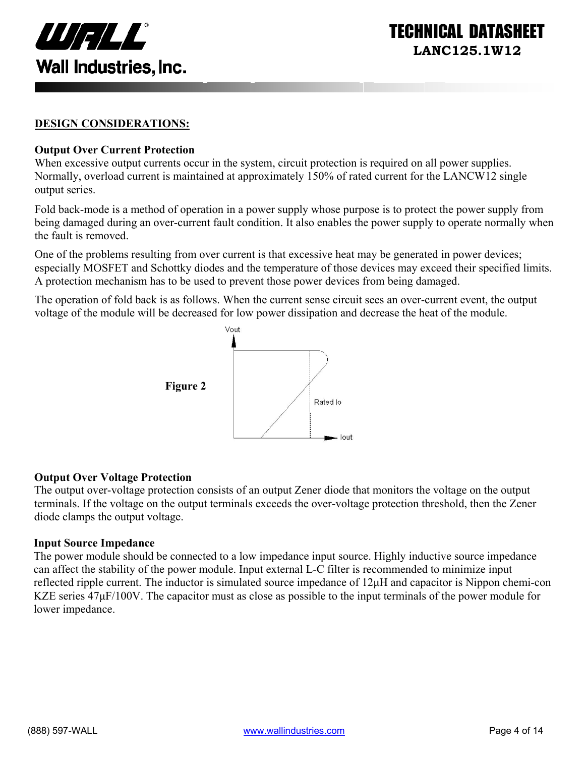## DESIGN CONSIDERATIONS:

### Output Over Current Protection

When excessive output currents occur in the system, circuit protection is required on all power supplies. Normally, overload current is maintained at approximately 150% of rated current for the LANCW12 single output series.

Fold back-mode is a method of operation in a power supply whose purpose is to protect the power supply from being damaged during an over-current fault condition. It also enables the power supply to operate normally when the fault is removed.

One of the problems resulting from over current is that excessive heat may be generated in power devices; especially MOSFET and Schottky diodes and the temperature of those devices may exceed their specified limits. A protection mechanism has to be used to prevent those power devices from being damaged.

The operation of fold back is as follows. When the current sense circuit sees an over-current event, the output voltage of the module will be decreased for low power dissipation and decrease the heat of the module.

**Figure 2**

Vout

Rated Io

Iout

### Output Over Voltage Protection

The output over-voltage protection consists of an output Zener diode that monitors the voltage on the output terminals. If the voltage on the output terminals exceeds the over-voltage protection threshold, then the Zener diode clamps the output voltage.

### Input Source Impedance

The power module should be connected to a low impedance input source. Highly inductive source impedance can affect the stability of the power module. Input external L-C filter is recommended to minimize input reflected ripple current. The inductor is simulated source impedance of 12µH and capacitor is Nippon chemi-con KZE series 47µF/100V. The capacitor must as close as possible to the input terminals of the power module for lower impedance.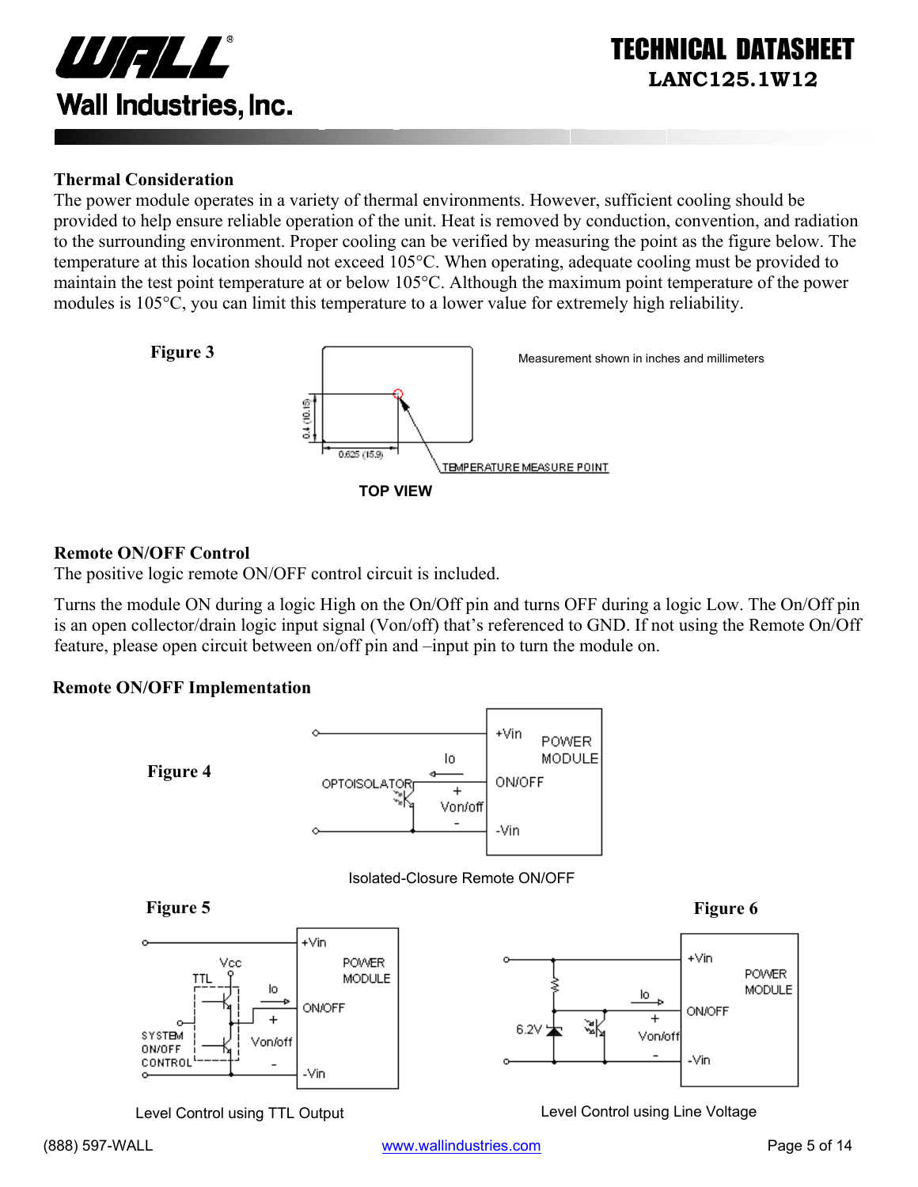### Thermal Consideration

The power module operates in a variety of thermal environments. However, sufficient cooling should be provided to help ensure reliable operation of the unit. Heat is removed by conduction, convention, and radiation to the surrounding environment. Proper cooling can be verified by measuring the point as the figure below. The temperature at this location should not exceed 105°C. When operating, adequate cooling must be provided to maintain the test point temperature at or below 105°C. Although the maximum point temperature of the power modules is 105°C, you can limit this temperature to a lower value for extremely high reliability.

**Figure 3**

Measurement shown in inches and millimeters

0.4 (10.15)

0.625 (15.9)

TEMPERATURE MEASURE POINT

TOP VIEW

### Remote ON/OFF Control

The positive logic remote ON/OFF control circuit is included.

Turns the module ON during a logic High on the On/Off pin and turns OFF during a logic Low. The On/Off pin is an open collector/drain logic input signal (Von/off) that's referenced to GND. If not using the Remote On/Off feature, please open circuit between on/off pin and –input pin to turn the module on.

### Remote ON/OFF Implementation

**Figure 4**

+Vin

POWER MODULE

Io

OPTOISOLATOR

ON/OFF

+

Von/off

-

-Vin

Isolated-Closure Remote ON/OFF

**Figure 5**

+Vin

Vcc

POWER MODULE

TTL

Io

ON/OFF

+

SYSTEM ON/OFF CONTROL

Von/off

-

-Vin

Level Control using TTL Output

**Figure 6**

+Vin

POWER MODULE

Io

ON/OFF

6.2V

+

Von/off

-

-Vin

Level Control using Line Voltage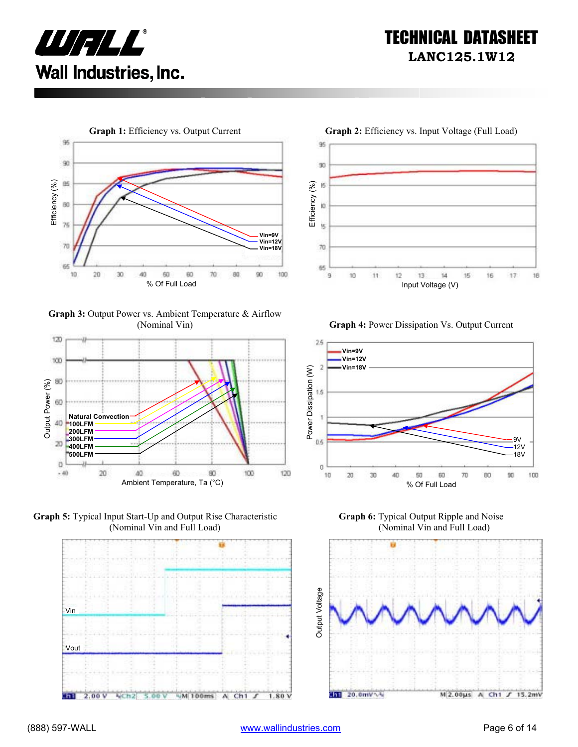**Graph 1:** Efficiency vs. Output Current

95
90
85
80
75
70
65
Efficiency (%)
10 20 30 40 50 60 70 80 90 100
% Of Full Load
Vin=9V
Vin=12V
Vin=18V

**Graph 2:** Efficiency vs. Input Voltage (Full Load)

95
90
85
80
75
70
65
Efficiency (%)
9 10 11 12 13 14 15 16 17 18
Input Voltage (V)

**Graph 3:** Output Power vs. Ambient Temperature & Airflow (Nominal Vin)

120
100
80
60
40
20
0
Output Power (%)
-40 20 40 60 80 100 120
Ambient Temperature, Ta (°C)
Natural Convection
100LFM
200LFM
300LFM
400LFM
500LFM

**Graph 4:** Power Dissipation Vs. Output Current

2.5
2
1.5
1
0.5
0
Power Dissipation (W)
10 20 30 40 50 60 70 80 90 100
% Of Full Load
Vin=9V
Vin=12V
Vin=18V
9V
12V
18V

**Graph 5:** Typical Input Start-Up and Output Rise Characteristic (Nominal Vin and Full Load)

Vin
Vout
Ch1 2.00 V Ch2 5.00 V M 100ms A Ch1 1.80 V

**Graph 6:** Typical Output Ripple and Noise (Nominal Vin and Full Load)

Output Voltage
Ch1 20.0mV M 2.00µs A Ch1 15.2mV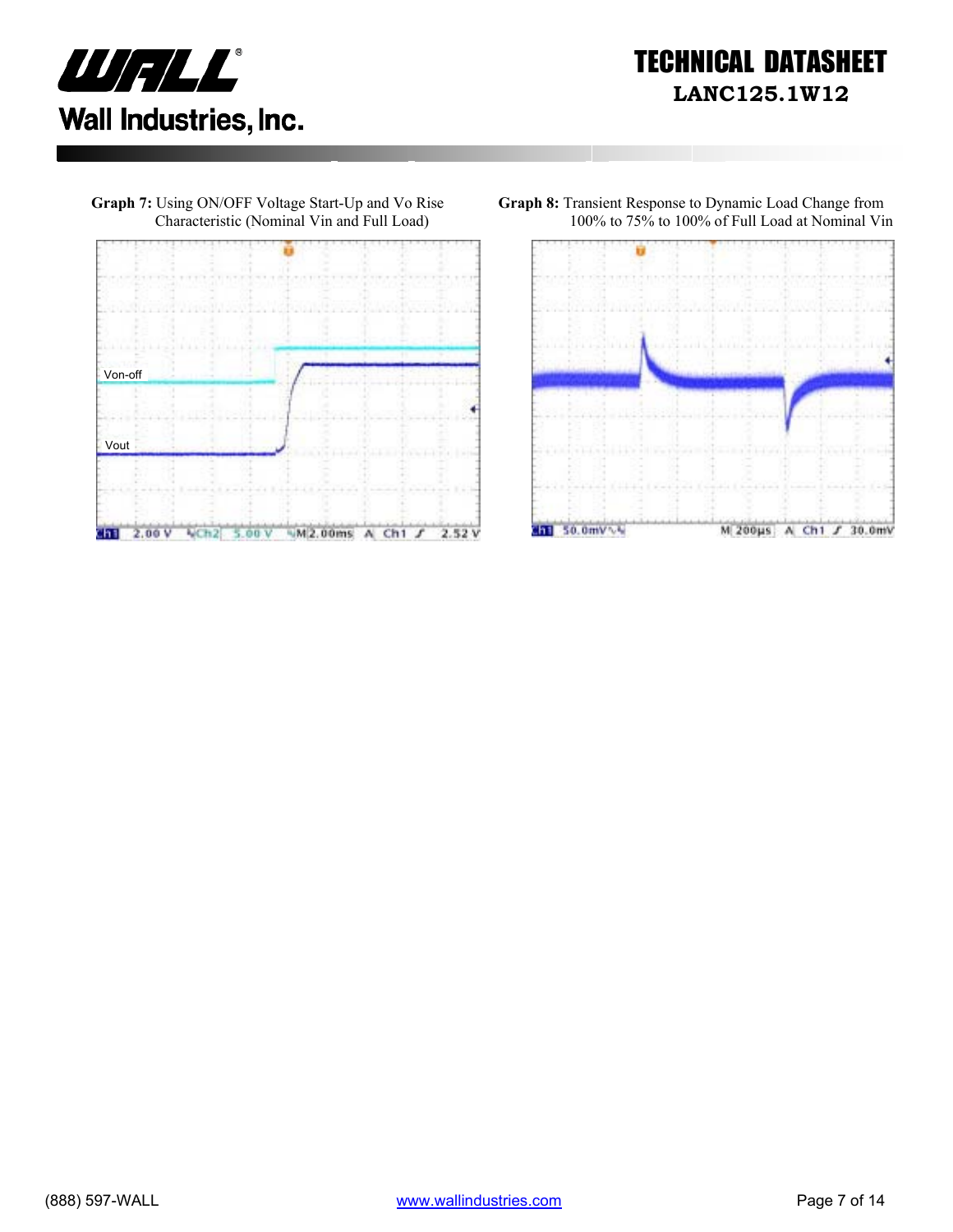**Graph 7:** Using ON/OFF Voltage Start-Up and Vo Rise Characteristic (Nominal Vin and Full Load)

Von-off

Vout

Ch1 2.00 V Ch2 5.00 V M 2.00ms A Ch1 ∫ 2.52 V

**Graph 8:** Transient Response to Dynamic Load Change from 100% to 75% to 100% of Full Load at Nominal Vin

Ch1 50.0mV M 200µs A Ch1 ∫ 30.0mV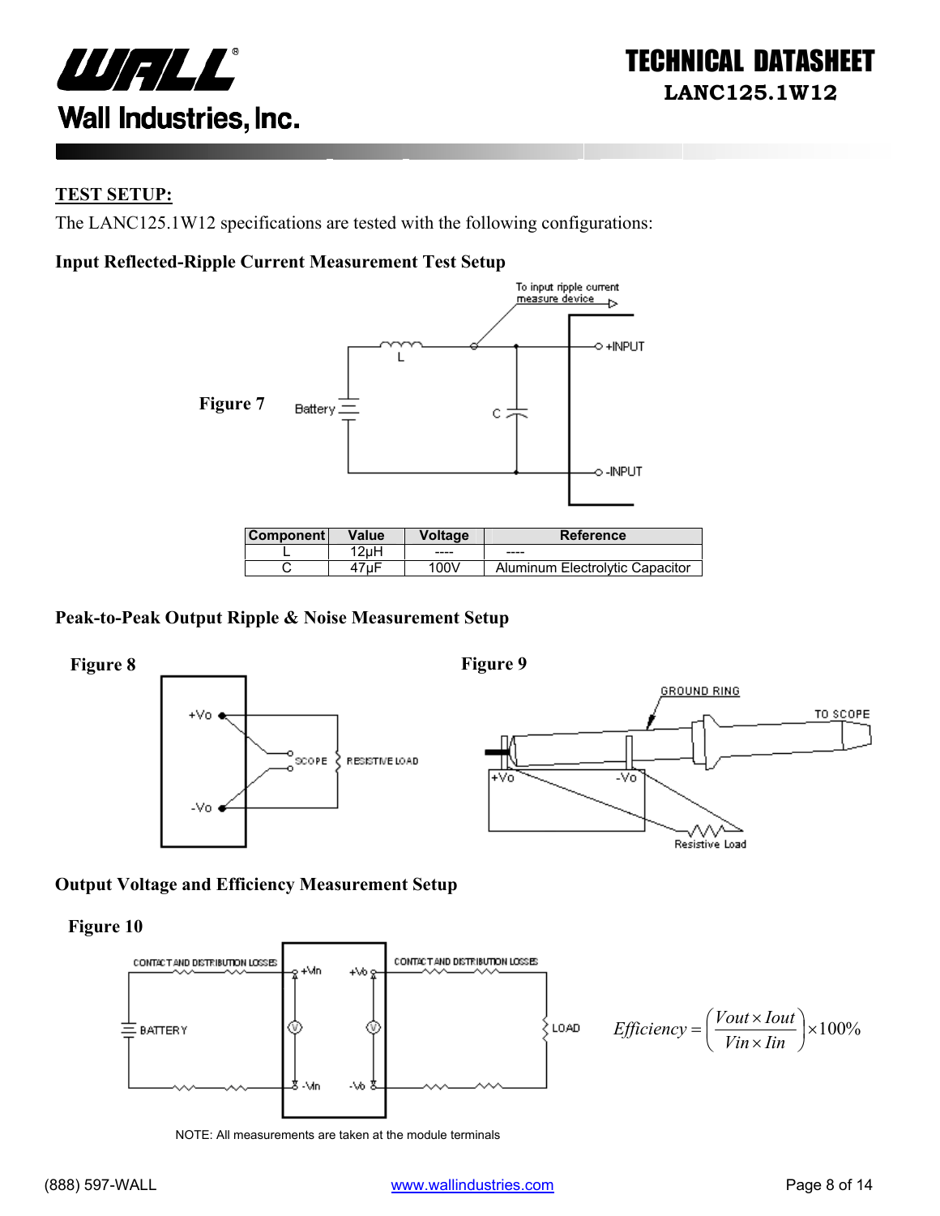## TEST SETUP:

The LANC125.1W12 specifications are tested with the following configurations:

### Input Reflected-Ripple Current Measurement Test Setup

Figure 7

To input ripple current measure device

+INPUT

-INPUT

L

C

Battery

| Component | Value | Voltage | Reference |
|---|---|---|---|
| L | 12µH | ---- | ---- |
| C | 47µF | 100V | Aluminum Electrolytic Capacitor |

### Peak-to-Peak Output Ripple & Noise Measurement Setup

Figure 8

+Vo

-Vo

SCOPE

RESISTIVE LOAD

Figure 9

GROUND RING

TO SCOPE

+Vo

-Vo

Resistive Load

### Output Voltage and Efficiency Measurement Setup

Figure 10

CONTACT AND DISTRIBUTION LOSSES

CONTACT AND DISTRIBUTION LOSSES

BATTERY

+Vin

-Vin

+Vo

-Vo

LOAD

$$Efficiency = \left( \frac{Vout \times Iout}{Vin \times Iin} \right) \times 100\%$$

NOTE: All measurements are taken at the module terminals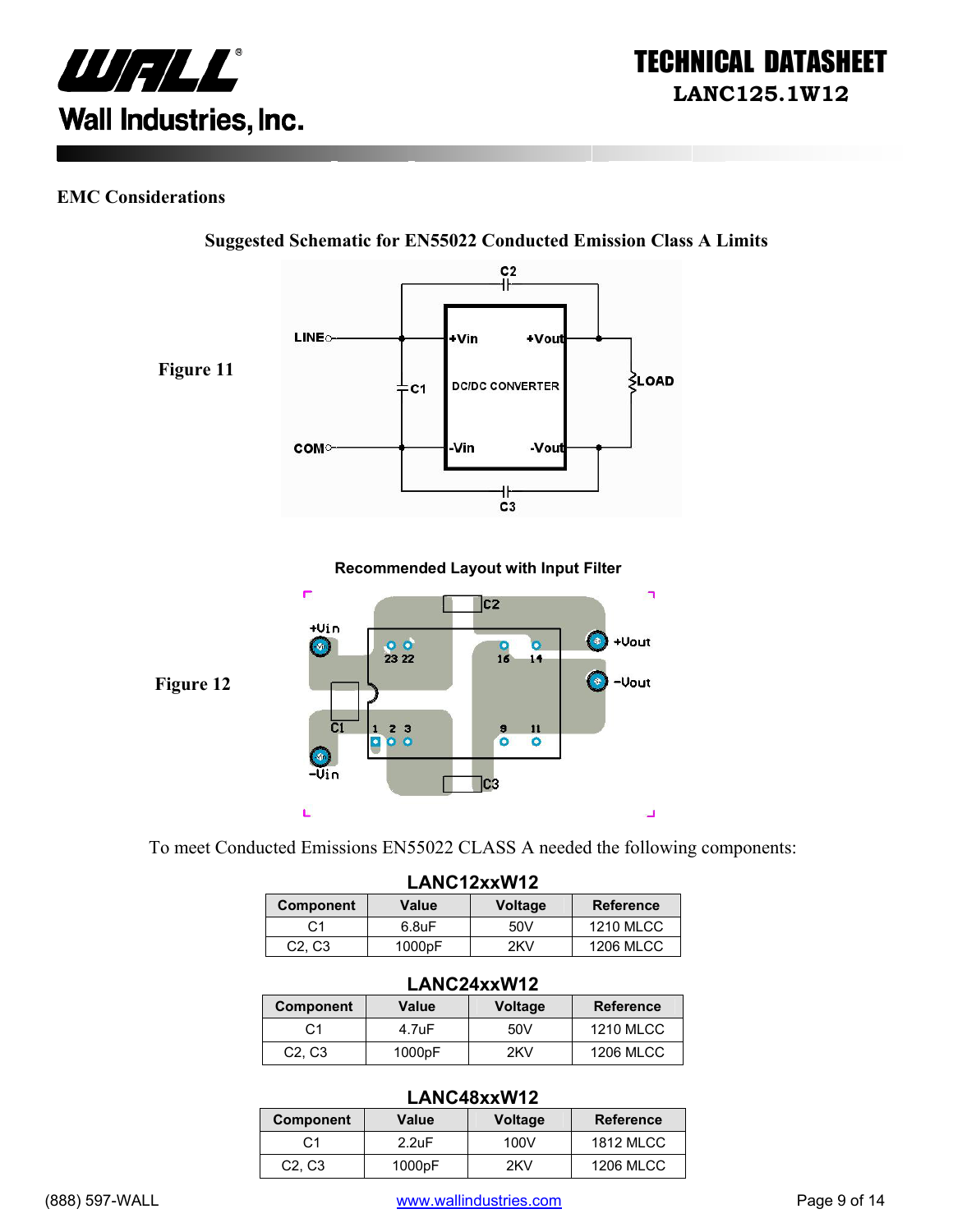## EMC Considerations

**Suggested Schematic for EN55022 Conducted Emission Class A Limits**

**Figure 11**

C2
LINE
+Vin
+Vout
C1
DC/DC CONVERTER
LOAD
COM
-Vin
-Vout
C3

**Recommended Layout with Input Filter**

**Figure 12**

C2
+Vin
23 22
16
14
+Vout
-Vout
C1
1 2 3
9
11
-Vin
C3

To meet Conducted Emissions EN55022 CLASS A needed the following components:

**LANC12xxW12**

| Component | Value | Voltage | Reference |
|---|---|---|---|
| C1 | 6.8uF | 50V | 1210 MLCC |
| C2, C3 | 1000pF | 2KV | 1206 MLCC |

**LANC24xxW12**

| Component | Value | Voltage | Reference |
|---|---|---|---|
| C1 | 4.7uF | 50V | 1210 MLCC |
| C2, C3 | 1000pF | 2KV | 1206 MLCC |

**LANC48xxW12**

| Component | Value | Voltage | Reference |
|---|---|---|---|
| C1 | 2.2uF | 100V | 1812 MLCC |
| C2, C3 | 1000pF | 2KV | 1206 MLCC |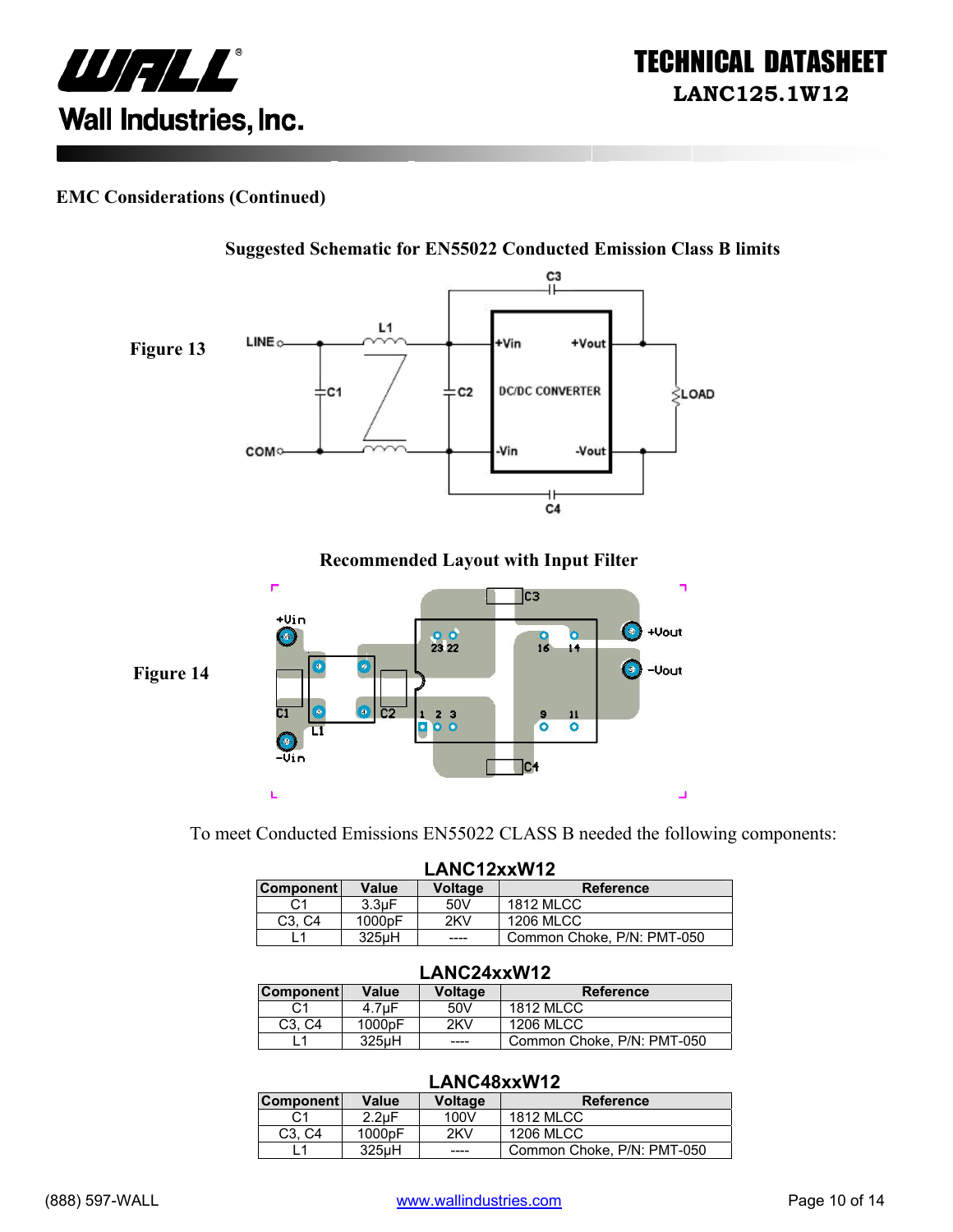## EMC Considerations (Continued)

### Suggested Schematic for EN55022 Conducted Emission Class B limits

Figure 13

C3
L1
LINE
COM
C1
C2
+Vin
+Vout
DC/DC CONVERTER
-Vin
-Vout
LOAD
C4

### Recommended Layout with Input Filter

Figure 14

C3
+Vin
+Vout
-Vout
23 22
16 14
C1
C2
L1
1 2 3
9 11
-Vin
C4

To meet Conducted Emissions EN55022 CLASS B needed the following components:

**LANC12xxW12**

| Component | Value | Voltage | Reference |
|---|---|---|---|
| C1 | 3.3µF | 50V | 1812 MLCC |
| C3, C4 | 1000pF | 2KV | 1206 MLCC |
| L1 | 325µH | ---- | Common Choke, P/N: PMT-050 |

**LANC24xxW12**

| Component | Value | Voltage | Reference |
|---|---|---|---|
| C1 | 4.7µF | 50V | 1812 MLCC |
| C3, C4 | 1000pF | 2KV | 1206 MLCC |
| L1 | 325µH | ---- | Common Choke, P/N: PMT-050 |

**LANC48xxW12**

| Component | Value | Voltage | Reference |
|---|---|---|---|
| C1 | 2.2µF | 100V | 1812 MLCC |
| C3, C4 | 1000pF | 2KV | 1206 MLCC |
| L1 | 325µH | ---- | Common Choke, P/N: PMT-050 |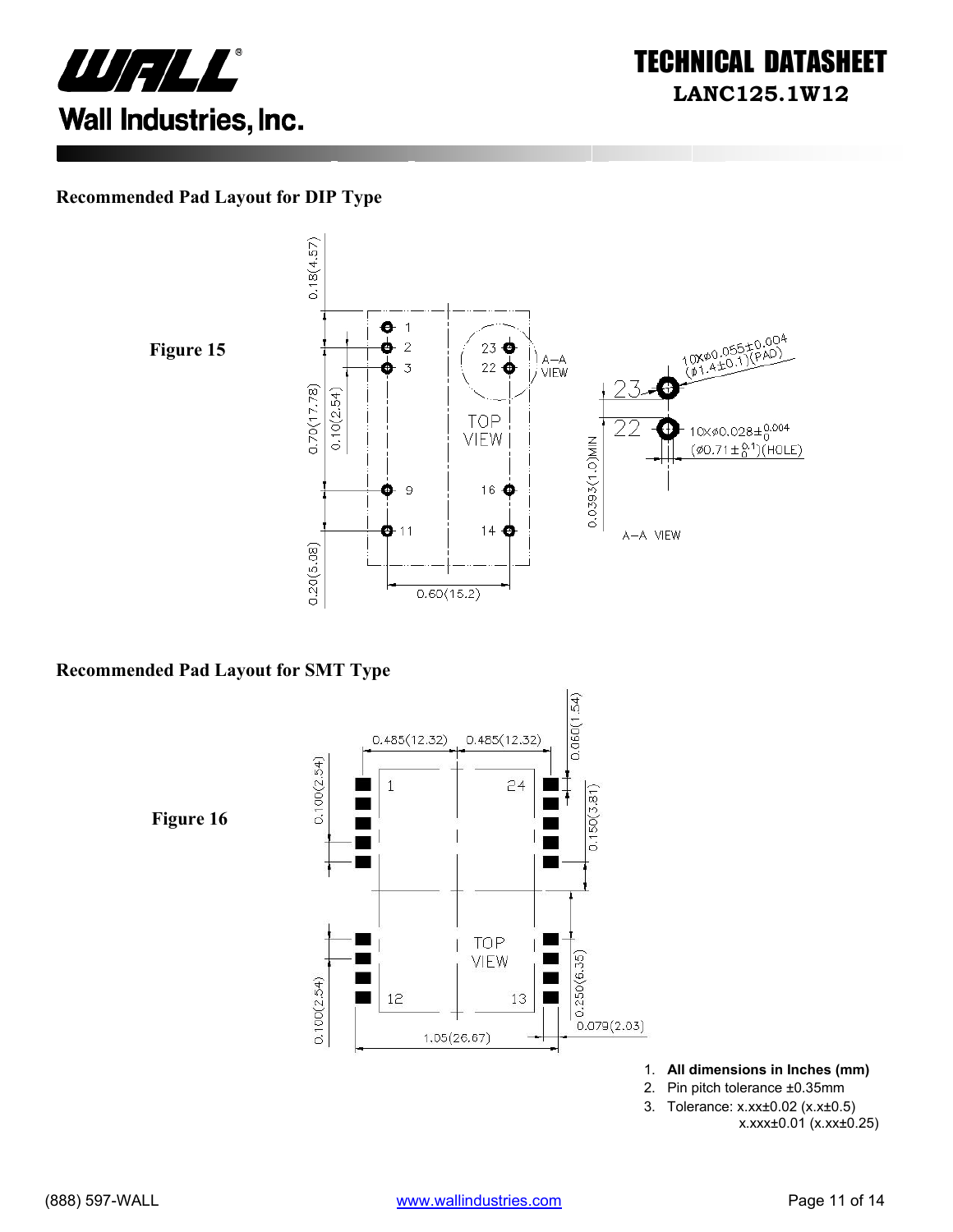## Recommended Pad Layout for DIP Type

**Figure 15**

0.18(4.57)
0.70(17.78)
0.10(2.54)
0.20(5.08)
0.60(15.2)
1
2
3
9
11
23
22
16
14
TOP VIEW
A–A VIEW
10Xø0.055±0.004 (ø1.4±0.1)(PAD)
10Xø0.028±$^{0.004}_{0}$ (ø0.71±$^{0.1}_{0}$)(HOLE)
0.0393(1.0)MIN
A–A VIEW

## Recommended Pad Layout for SMT Type

**Figure 16**

0.485(12.32)
0.485(12.32)
0.060(1.54)
0.150(3.81)
0.100(2.54)
0.100(2.54)
0.250(6.35)
0.079(2.03)
1.05(26.67)
1
24
12
13
TOP VIEW

1. **All dimensions in Inches (mm)**
2. Pin pitch tolerance ±0.35mm
3. Tolerance: x.xx±0.02 (x.x±0.5)
   x.xxx±0.01 (x.xx±0.25)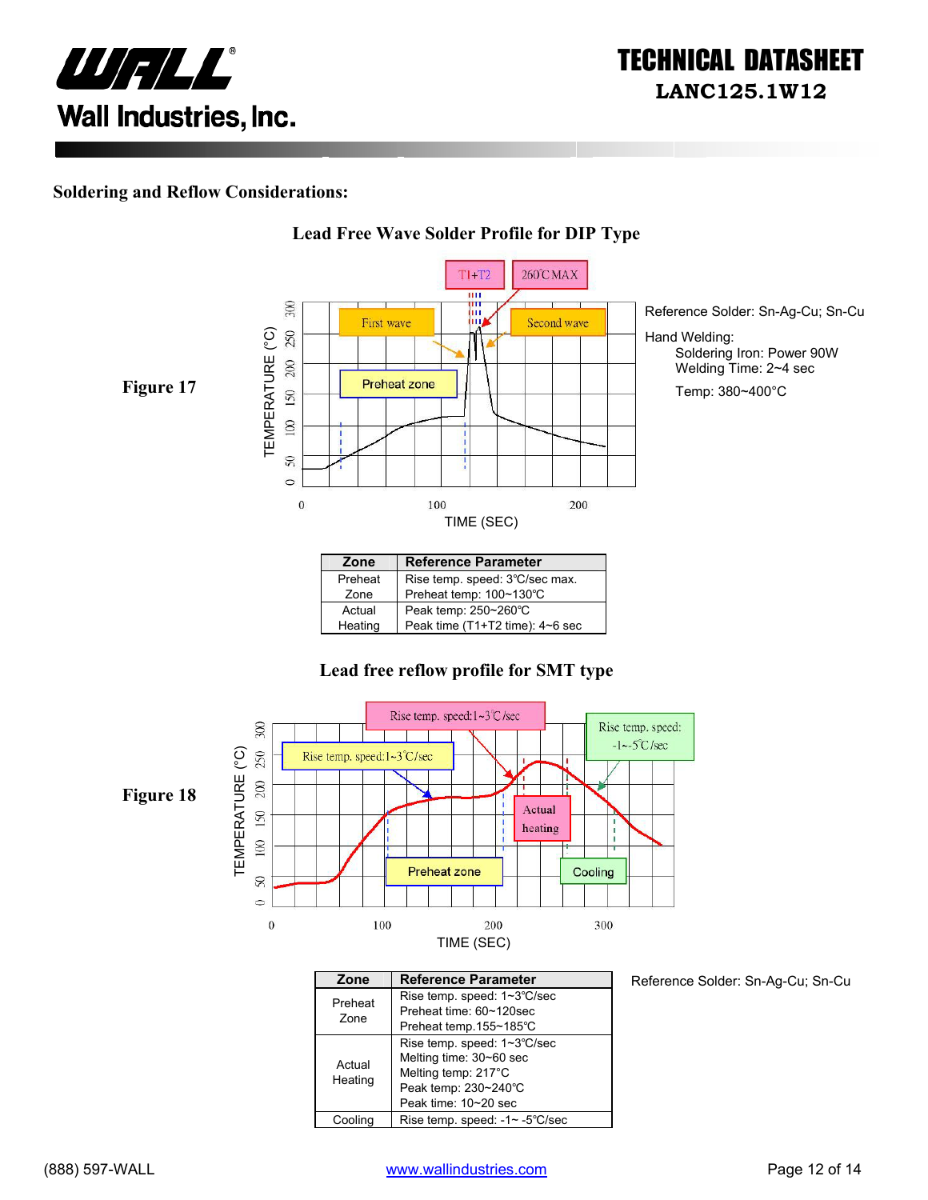## Soldering and Reflow Considerations:

### Lead Free Wave Solder Profile for DIP Type

**Figure 17**

Reference Solder: Sn-Ag-Cu; Sn-Cu

Hand Welding:

Soldering Iron: Power 90W
Welding Time: 2~4 sec

Temp: 380~400°C

| Zone | Reference Parameter |
|---|---|
| Preheat Zone | Rise temp. speed: 3℃/sec max.<br>Preheat temp: 100~130℃ |
| Actual Heating | Peak temp: 250~260℃<br>Peak time (T1+T2 time): 4~6 sec |

### Lead free reflow profile for SMT type

**Figure 18**

| Zone | Reference Parameter |
|---|---|
| Preheat Zone | Rise temp. speed: 1~3℃/sec<br>Preheat time: 60~120sec<br>Preheat temp.155~185℃ |
| Actual Heating | Rise temp. speed: 1~3℃/sec<br>Melting time: 30~60 sec<br>Melting temp: 217°C<br>Peak temp: 230~240℃<br>Peak time: 10~20 sec |
| Cooling | Rise temp. speed: -1~ -5℃/sec |

Reference Solder: Sn-Ag-Cu; Sn-Cu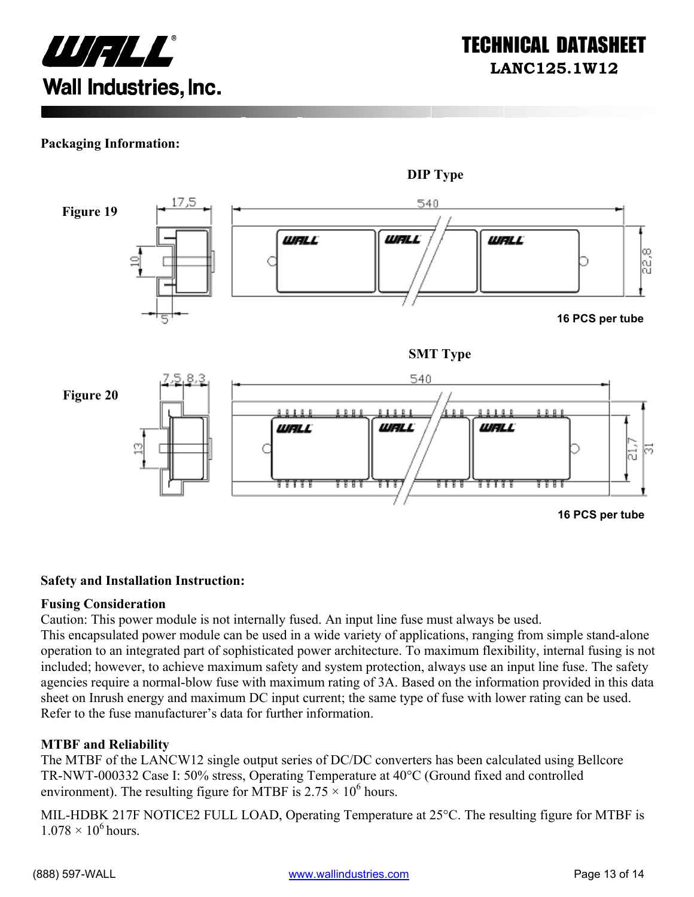## Packaging Information:

**DIP Type**

**Figure 19**

16 PCS per tube

**SMT Type**

**Figure 20**

16 PCS per tube

## Safety and Installation Instruction:

### Fusing Consideration

Caution: This power module is not internally fused. An input line fuse must always be used.
This encapsulated power module can be used in a wide variety of applications, ranging from simple stand-alone operation to an integrated part of sophisticated power architecture. To maximum flexibility, internal fusing is not included; however, to achieve maximum safety and system protection, always use an input line fuse. The safety agencies require a normal-blow fuse with maximum rating of 3A. Based on the information provided in this data sheet on Inrush energy and maximum DC input current; the same type of fuse with lower rating can be used. Refer to the fuse manufacturer's data for further information.

### MTBF and Reliability

The MTBF of the LANCW12 single output series of DC/DC converters has been calculated using Bellcore TR-NWT-000332 Case I: 50% stress, Operating Temperature at 40°C (Ground fixed and controlled environment). The resulting figure for MTBF is $2.75 \times 10^6$ hours.

MIL-HDBK 217F NOTICE2 FULL LOAD, Operating Temperature at 25°C. The resulting figure for MTBF is $1.078 \times 10^6$ hours.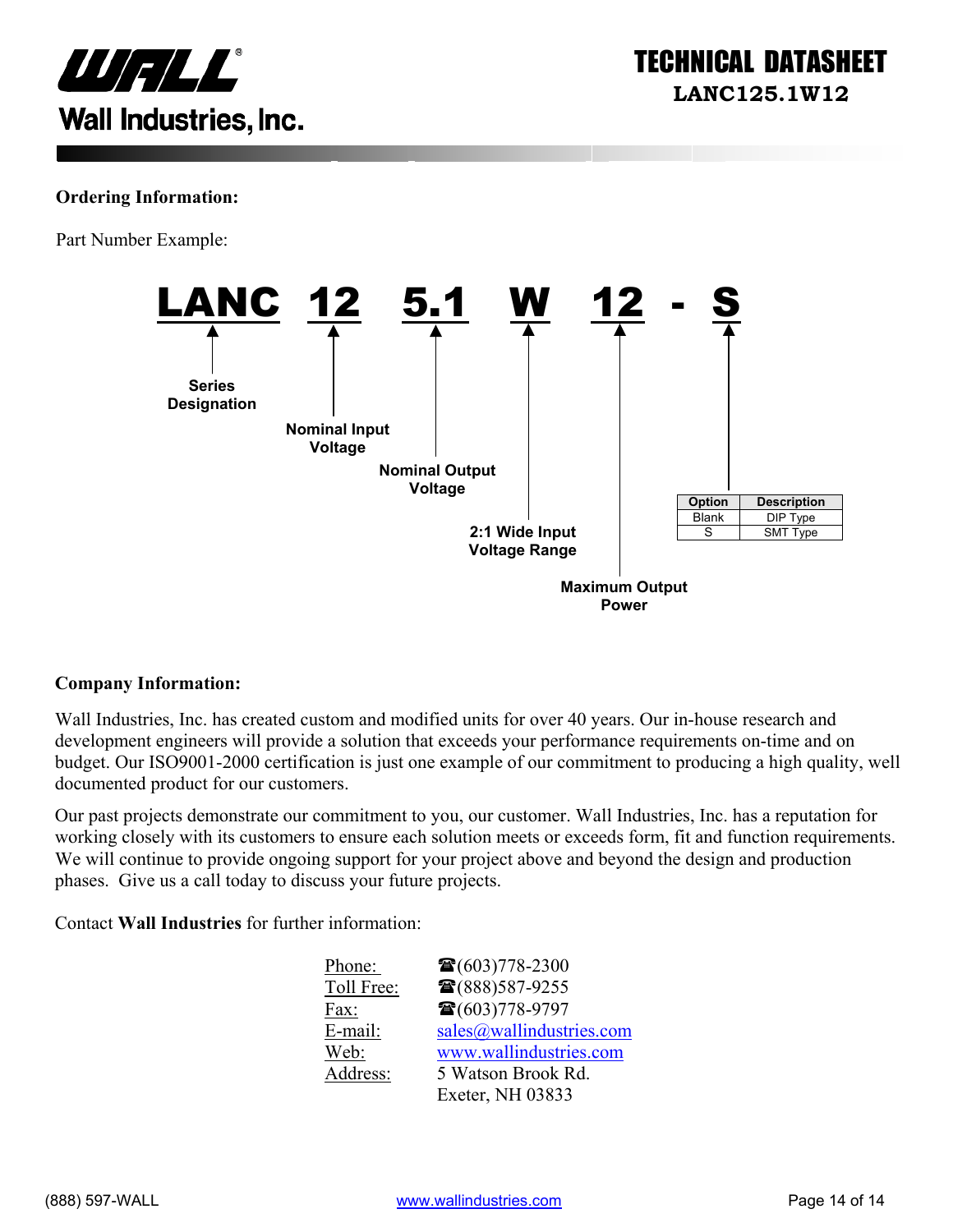**Ordering Information:**

Part Number Example:

**LANC 12 5.1 W 12 - S**

- **LANC** — Series Designation
- **12** — Nominal Input Voltage
- **5.1** — Nominal Output Voltage
- **W** — 2:1 Wide Input Voltage Range
- **12** — Maximum Output Power
- **S** — Option

| Option | Description |
|---|---|
| Blank | DIP Type |
| S | SMT Type |

**Company Information:**

Wall Industries, Inc. has created custom and modified units for over 40 years. Our in-house research and development engineers will provide a solution that exceeds your performance requirements on-time and on budget. Our ISO9001-2000 certification is just one example of our commitment to producing a high quality, well documented product for our customers.

Our past projects demonstrate our commitment to you, our customer. Wall Industries, Inc. has a reputation for working closely with its customers to ensure each solution meets or exceeds form, fit and function requirements. We will continue to provide ongoing support for your project above and beyond the design and production phases. Give us a call today to discuss your future projects.

Contact **Wall Industries** for further information:

| | |
|---|---|
| Phone: | ☎(603)778-2300 |
| Toll Free: | ☎(888)587-9255 |
| Fax: | ☎(603)778-9797 |
| E-mail: | sales@wallindustries.com |
| Web: | www.wallindustries.com |
| Address: | 5 Watson Brook Rd. Exeter, NH 03833 |